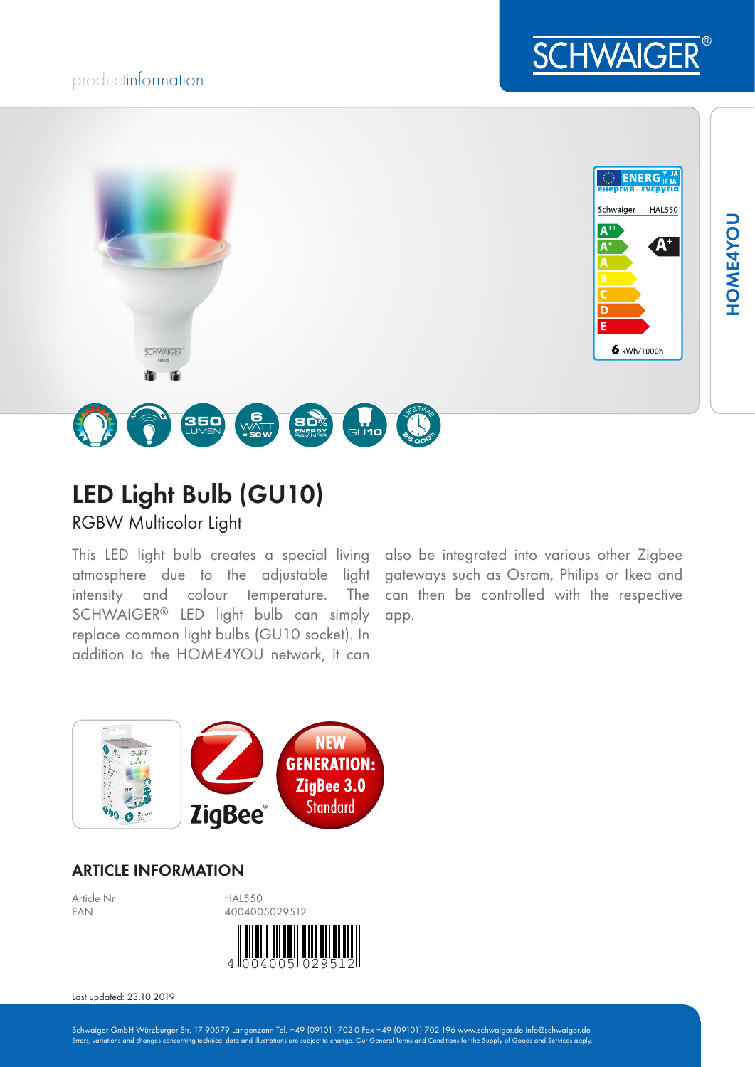productinformation

# LED Light Bulb (GU10)

## RGBW Multicolor Light

This LED light bulb creates a special living atmosphere due to the adjustable light intensity and colour temperature. The SCHWAIGER® LED light bulb can simply replace common light bulbs (GU10 socket). In addition to the HOME4YOU network, it can also be integrated into various other Zigbee gateways such as Osram, Philips or Ikea and can then be controlled with the respective app.

## ARTICLE INFORMATION

| | |
|---|---|
| Article Nr | HAL550 |
| EAN | 4004005029512 |

Last updated: 23.10.2019

Schwaiger GmbH Würzburger Str. 17 90579 Langenzenn Tel. +49 (09101) 702-0 Fax +49 (09101) 702-196 www.schwaiger.de info@schwaiger.de
Errors, variations and changes concerning technical data and illustrations are subject to change. Our General Terms and Conditions for the Supply of Goods and Services apply.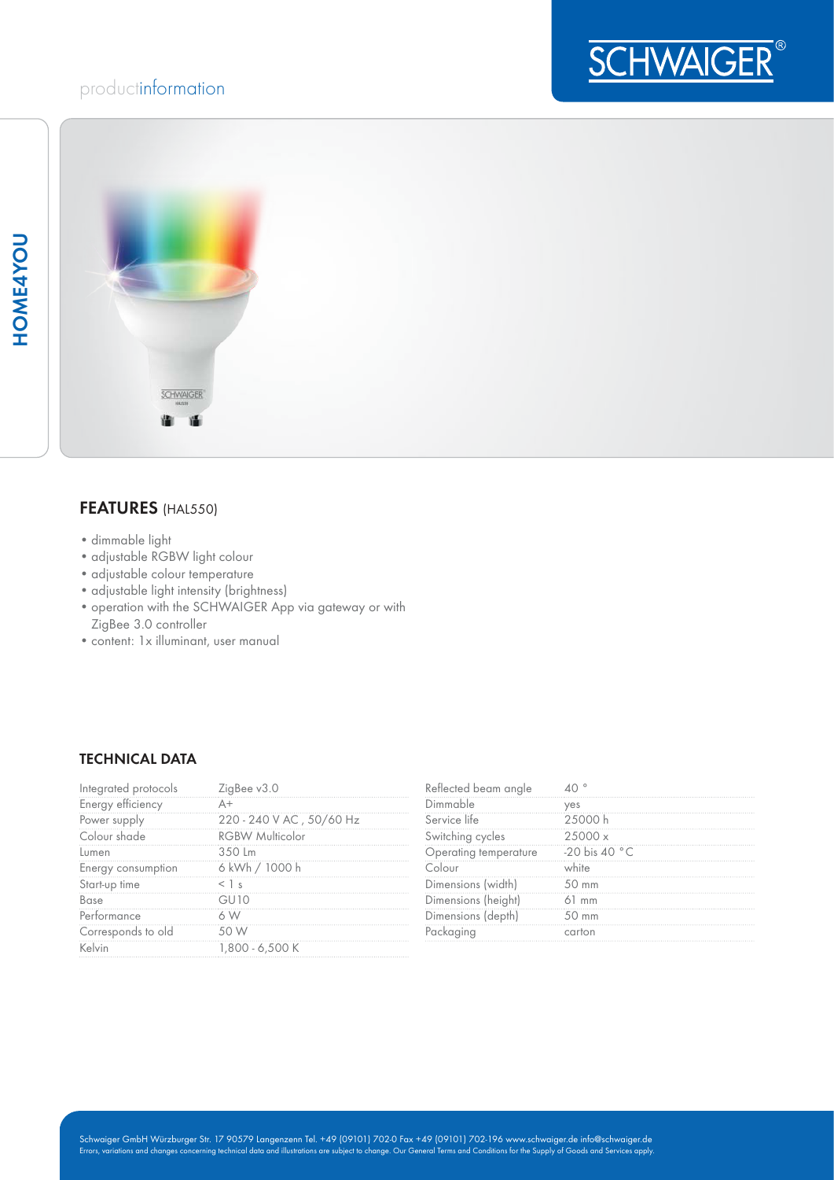productinformation

SCHWAIGER®

HOME4YOU

## FEATURES (HAL550)

- dimmable light
- adjustable RGBW light colour
- adjustable colour temperature
- adjustable light intensity (brightness)
- operation with the SCHWAIGER App via gateway or with ZigBee 3.0 controller
- content: 1x illuminant, user manual

## TECHNICAL DATA

| | |
|---|---|
| Integrated protocols | ZigBee v3.0 |
| Energy efficiency | A+ |
| Power supply | 220 - 240 V AC , 50/60 Hz |
| Colour shade | RGBW Multicolor |
| Lumen | 350 Lm |
| Energy consumption | 6 kWh / 1000 h |
| Start-up time | < 1 s |
| Base | GU10 |
| Performance | 6 W |
| Corresponds to old | 50 W |
| Kelvin | 1,800 - 6,500 K |

| | |
|---|---|
| Reflected beam angle | 40 ° |
| Dimmable | yes |
| Service life | 25000 h |
| Switching cycles | 25000 x |
| Operating temperature | -20 bis 40 °C |
| Colour | white |
| Dimensions (width) | 50 mm |
| Dimensions (height) | 61 mm |
| Dimensions (depth) | 50 mm |
| Packaging | carton |

Schwaiger GmbH Würzburger Str. 17 90579 Langenzenn Tel. +49 (09101) 702-0 Fax +49 (09101) 702-196 www.schwaiger.de info@schwaiger.de
Errors, variations and changes concerning technical data and illustrations are subject to change. Our General Terms and Conditions for the Supply of Goods and Services apply.